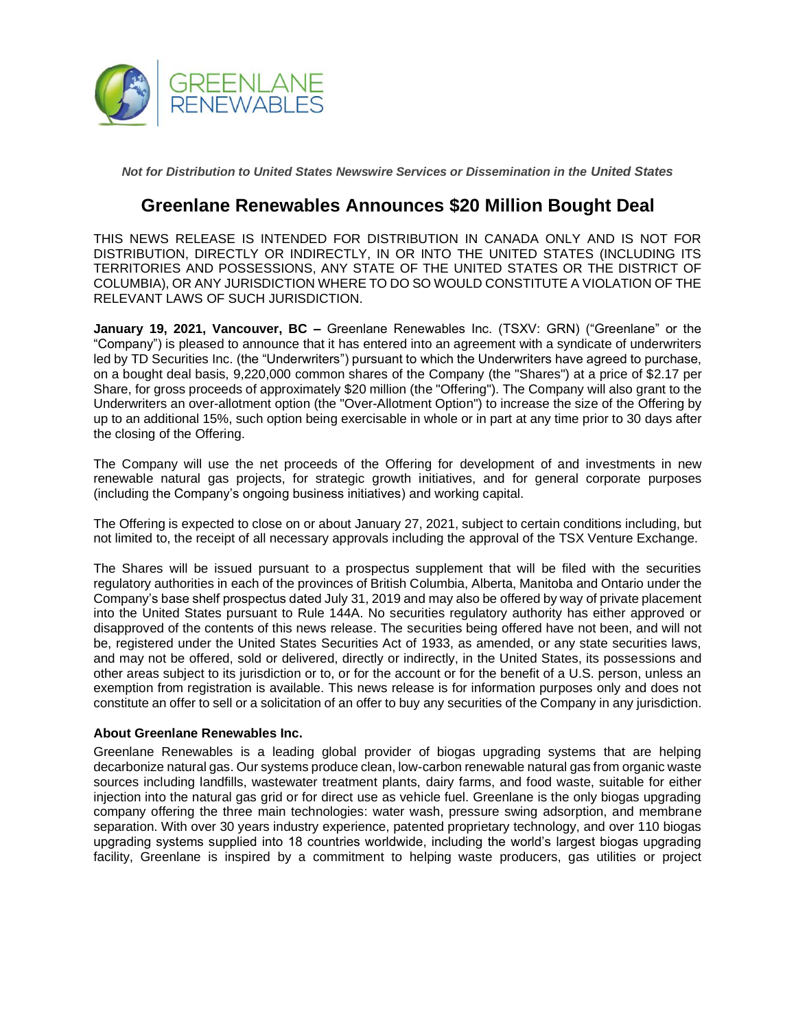*Not for Distribution to United States Newswire Services or Dissemination in the United States*

# Greenlane Renewables Announces $20 Million Bought Deal

THIS NEWS RELEASE IS INTENDED FOR DISTRIBUTION IN CANADA ONLY AND IS NOT FOR DISTRIBUTION, DIRECTLY OR INDIRECTLY, IN OR INTO THE UNITED STATES (INCLUDING ITS TERRITORIES AND POSSESSIONS, ANY STATE OF THE UNITED STATES OR THE DISTRICT OF COLUMBIA), OR ANY JURISDICTION WHERE TO DO SO WOULD CONSTITUTE A VIOLATION OF THE RELEVANT LAWS OF SUCH JURISDICTION.

**January 19, 2021, Vancouver, BC –** Greenlane Renewables Inc. (TSXV: GRN) ("Greenlane" or the "Company") is pleased to announce that it has entered into an agreement with a syndicate of underwriters led by TD Securities Inc. (the "Underwriters") pursuant to which the Underwriters have agreed to purchase, on a bought deal basis, 9,220,000 common shares of the Company (the "Shares") at a price of $2.17 per Share, for gross proceeds of approximately $20 million (the "Offering"). The Company will also grant to the Underwriters an over-allotment option (the "Over-Allotment Option") to increase the size of the Offering by up to an additional 15%, such option being exercisable in whole or in part at any time prior to 30 days after the closing of the Offering.

The Company will use the net proceeds of the Offering for development of and investments in new renewable natural gas projects, for strategic growth initiatives, and for general corporate purposes (including the Company's ongoing business initiatives) and working capital.

The Offering is expected to close on or about January 27, 2021, subject to certain conditions including, but not limited to, the receipt of all necessary approvals including the approval of the TSX Venture Exchange.

The Shares will be issued pursuant to a prospectus supplement that will be filed with the securities regulatory authorities in each of the provinces of British Columbia, Alberta, Manitoba and Ontario under the Company's base shelf prospectus dated July 31, 2019 and may also be offered by way of private placement into the United States pursuant to Rule 144A. No securities regulatory authority has either approved or disapproved of the contents of this news release. The securities being offered have not been, and will not be, registered under the United States Securities Act of 1933, as amended, or any state securities laws, and may not be offered, sold or delivered, directly or indirectly, in the United States, its possessions and other areas subject to its jurisdiction or to, or for the account or for the benefit of a U.S. person, unless an exemption from registration is available. This news release is for information purposes only and does not constitute an offer to sell or a solicitation of an offer to buy any securities of the Company in any jurisdiction.

**About Greenlane Renewables Inc.**

Greenlane Renewables is a leading global provider of biogas upgrading systems that are helping decarbonize natural gas. Our systems produce clean, low-carbon renewable natural gas from organic waste sources including landfills, wastewater treatment plants, dairy farms, and food waste, suitable for either injection into the natural gas grid or for direct use as vehicle fuel. Greenlane is the only biogas upgrading company offering the three main technologies: water wash, pressure swing adsorption, and membrane separation. With over 30 years industry experience, patented proprietary technology, and over 110 biogas upgrading systems supplied into 18 countries worldwide, including the world's largest biogas upgrading facility, Greenlane is inspired by a commitment to helping waste producers, gas utilities or project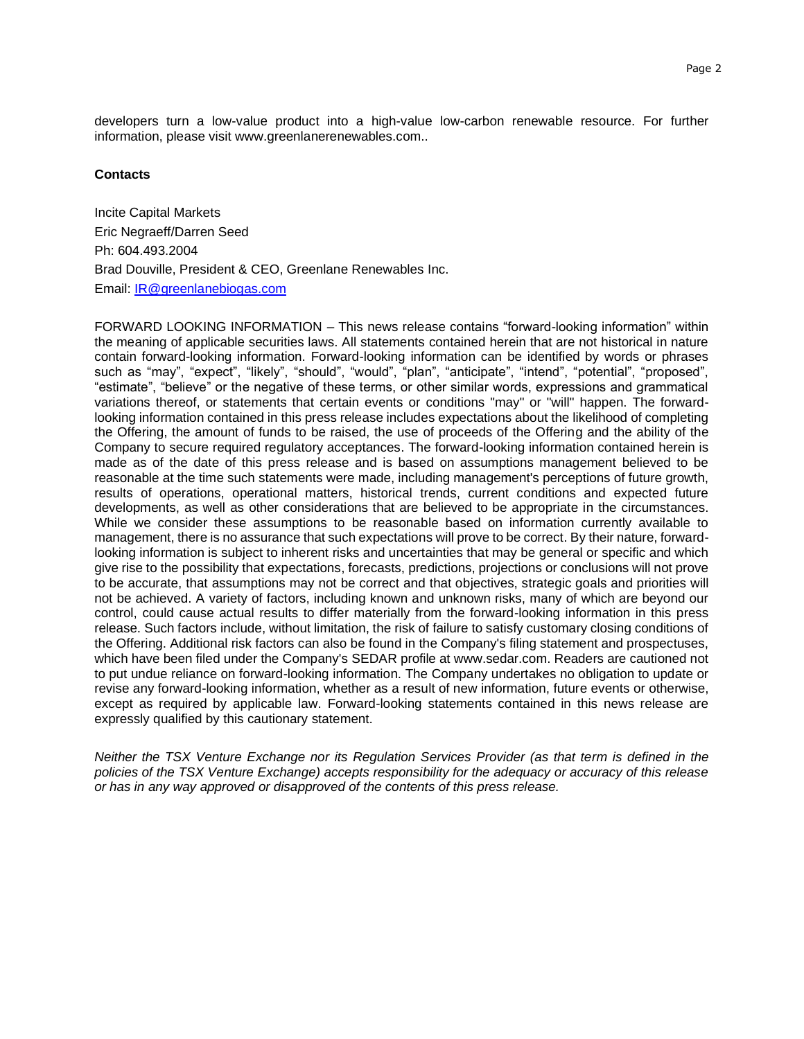developers turn a low-value product into a high-value low-carbon renewable resource. For further information, please visit www.greenlanerenewables.com..

**Contacts**

Incite Capital Markets
Eric Negraeff/Darren Seed
Ph: 604.493.2004
Brad Douville, President & CEO, Greenlane Renewables Inc.
Email: IR@greenlanebiogas.com

FORWARD LOOKING INFORMATION – This news release contains "forward-looking information" within the meaning of applicable securities laws. All statements contained herein that are not historical in nature contain forward-looking information. Forward-looking information can be identified by words or phrases such as "may", "expect", "likely", "should", "would", "plan", "anticipate", "intend", "potential", "proposed", "estimate", "believe" or the negative of these terms, or other similar words, expressions and grammatical variations thereof, or statements that certain events or conditions "may" or "will" happen. The forward-looking information contained in this press release includes expectations about the likelihood of completing the Offering, the amount of funds to be raised, the use of proceeds of the Offering and the ability of the Company to secure required regulatory acceptances. The forward-looking information contained herein is made as of the date of this press release and is based on assumptions management believed to be reasonable at the time such statements were made, including management's perceptions of future growth, results of operations, operational matters, historical trends, current conditions and expected future developments, as well as other considerations that are believed to be appropriate in the circumstances. While we consider these assumptions to be reasonable based on information currently available to management, there is no assurance that such expectations will prove to be correct. By their nature, forward-looking information is subject to inherent risks and uncertainties that may be general or specific and which give rise to the possibility that expectations, forecasts, predictions, projections or conclusions will not prove to be accurate, that assumptions may not be correct and that objectives, strategic goals and priorities will not be achieved. A variety of factors, including known and unknown risks, many of which are beyond our control, could cause actual results to differ materially from the forward-looking information in this press release. Such factors include, without limitation, the risk of failure to satisfy customary closing conditions of the Offering. Additional risk factors can also be found in the Company's filing statement and prospectuses, which have been filed under the Company's SEDAR profile at www.sedar.com. Readers are cautioned not to put undue reliance on forward-looking information. The Company undertakes no obligation to update or revise any forward-looking information, whether as a result of new information, future events or otherwise, except as required by applicable law. Forward-looking statements contained in this news release are expressly qualified by this cautionary statement.

*Neither the TSX Venture Exchange nor its Regulation Services Provider (as that term is defined in the policies of the TSX Venture Exchange) accepts responsibility for the adequacy or accuracy of this release or has in any way approved or disapproved of the contents of this press release.*